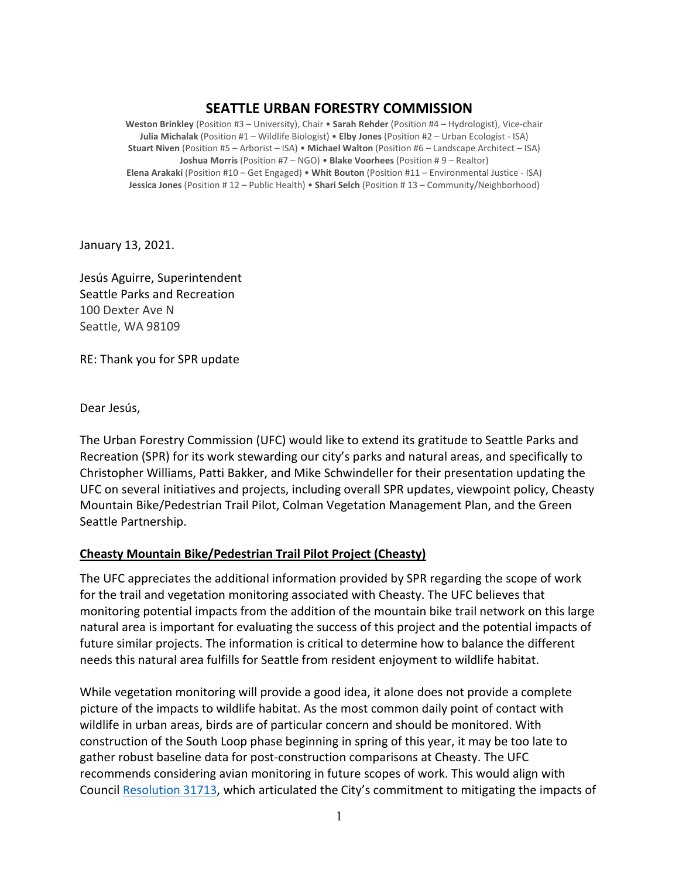# SEATTLE URBAN FORESTRY COMMISSION

**Weston Brinkley** (Position #3 – University), Chair • **Sarah Rehder** (Position #4 – Hydrologist), Vice-chair
**Julia Michalak** (Position #1 – Wildlife Biologist) • **Elby Jones** (Position #2 – Urban Ecologist - ISA)
**Stuart Niven** (Position #5 – Arborist – ISA) • **Michael Walton** (Position #6 – Landscape Architect – ISA)
**Joshua Morris** (Position #7 – NGO) • **Blake Voorhees** (Position # 9 – Realtor)
**Elena Arakaki** (Position #10 – Get Engaged) • **Whit Bouton** (Position #11 – Environmental Justice - ISA)
**Jessica Jones** (Position # 12 – Public Health) • **Shari Selch** (Position # 13 – Community/Neighborhood)

January 13, 2021.

Jesús Aguirre, Superintendent
Seattle Parks and Recreation
100 Dexter Ave N
Seattle, WA 98109

RE: Thank you for SPR update

Dear Jesús,

The Urban Forestry Commission (UFC) would like to extend its gratitude to Seattle Parks and Recreation (SPR) for its work stewarding our city's parks and natural areas, and specifically to Christopher Williams, Patti Bakker, and Mike Schwindeller for their presentation updating the UFC on several initiatives and projects, including overall SPR updates, viewpoint policy, Cheasty Mountain Bike/Pedestrian Trail Pilot, Colman Vegetation Management Plan, and the Green Seattle Partnership.

**Cheasty Mountain Bike/Pedestrian Trail Pilot Project (Cheasty)**

The UFC appreciates the additional information provided by SPR regarding the scope of work for the trail and vegetation monitoring associated with Cheasty. The UFC believes that monitoring potential impacts from the addition of the mountain bike trail network on this large natural area is important for evaluating the success of this project and the potential impacts of future similar projects. The information is critical to determine how to balance the different needs this natural area fulfills for Seattle from resident enjoyment to wildlife habitat.

While vegetation monitoring will provide a good idea, it alone does not provide a complete picture of the impacts to wildlife habitat. As the most common daily point of contact with wildlife in urban areas, birds are of particular concern and should be monitored. With construction of the South Loop phase beginning in spring of this year, it may be too late to gather robust baseline data for post-construction comparisons at Cheasty. The UFC recommends considering avian monitoring in future scopes of work. This would align with Council Resolution 31713, which articulated the City's commitment to mitigating the impacts of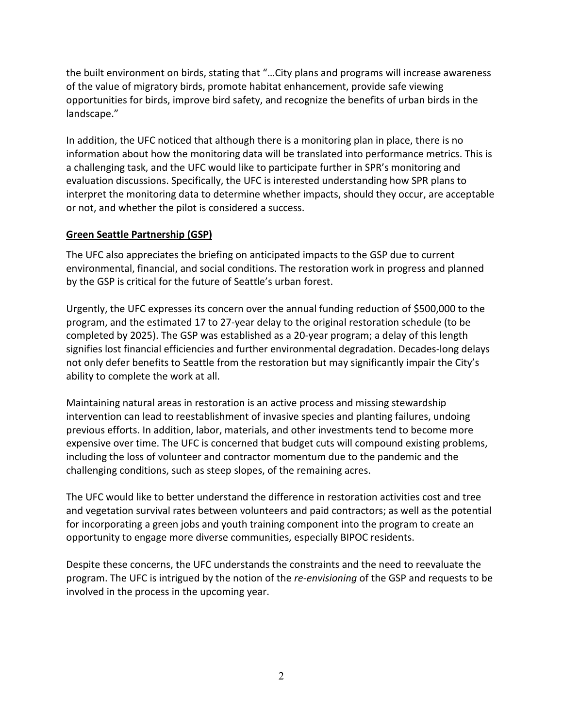the built environment on birds, stating that "…City plans and programs will increase awareness of the value of migratory birds, promote habitat enhancement, provide safe viewing opportunities for birds, improve bird safety, and recognize the benefits of urban birds in the landscape."

In addition, the UFC noticed that although there is a monitoring plan in place, there is no information about how the monitoring data will be translated into performance metrics. This is a challenging task, and the UFC would like to participate further in SPR's monitoring and evaluation discussions. Specifically, the UFC is interested understanding how SPR plans to interpret the monitoring data to determine whether impacts, should they occur, are acceptable or not, and whether the pilot is considered a success.

**Green Seattle Partnership (GSP)**

The UFC also appreciates the briefing on anticipated impacts to the GSP due to current environmental, financial, and social conditions. The restoration work in progress and planned by the GSP is critical for the future of Seattle's urban forest.

Urgently, the UFC expresses its concern over the annual funding reduction of $500,000 to the program, and the estimated 17 to 27-year delay to the original restoration schedule (to be completed by 2025). The GSP was established as a 20-year program; a delay of this length signifies lost financial efficiencies and further environmental degradation. Decades-long delays not only defer benefits to Seattle from the restoration but may significantly impair the City's ability to complete the work at all.

Maintaining natural areas in restoration is an active process and missing stewardship intervention can lead to reestablishment of invasive species and planting failures, undoing previous efforts. In addition, labor, materials, and other investments tend to become more expensive over time. The UFC is concerned that budget cuts will compound existing problems, including the loss of volunteer and contractor momentum due to the pandemic and the challenging conditions, such as steep slopes, of the remaining acres.

The UFC would like to better understand the difference in restoration activities cost and tree and vegetation survival rates between volunteers and paid contractors; as well as the potential for incorporating a green jobs and youth training component into the program to create an opportunity to engage more diverse communities, especially BIPOC residents.

Despite these concerns, the UFC understands the constraints and the need to reevaluate the program. The UFC is intrigued by the notion of the *re-envisioning* of the GSP and requests to be involved in the process in the upcoming year.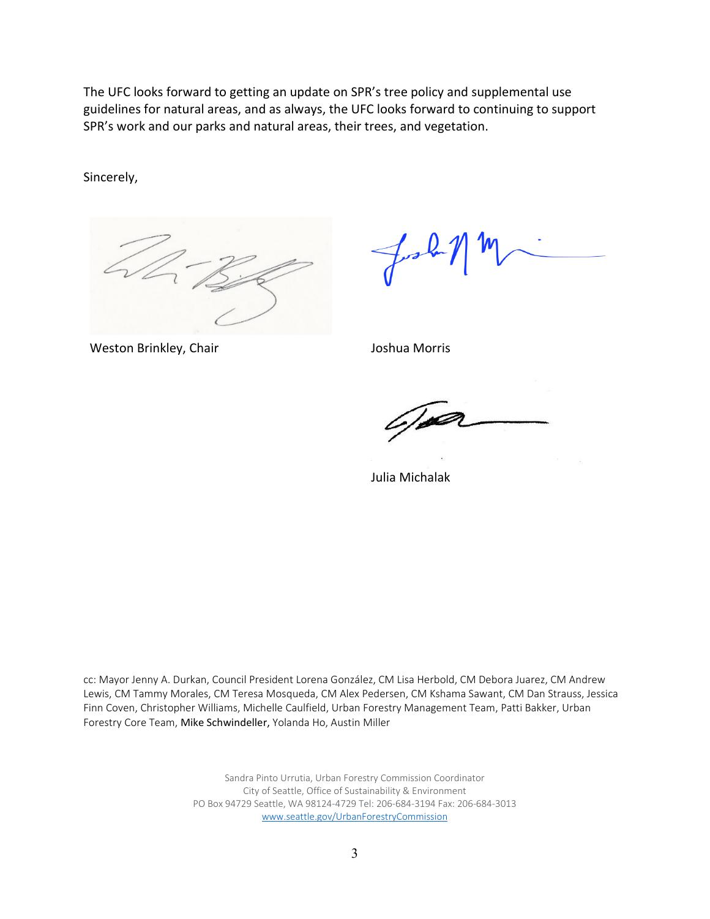The UFC looks forward to getting an update on SPR's tree policy and supplemental use guidelines for natural areas, and as always, the UFC looks forward to continuing to support SPR's work and our parks and natural areas, their trees, and vegetation.

Sincerely,

Weston Brinkley, Chair

Joshua Morris

Julia Michalak

cc: Mayor Jenny A. Durkan, Council President Lorena González, CM Lisa Herbold, CM Debora Juarez, CM Andrew Lewis, CM Tammy Morales, CM Teresa Mosqueda, CM Alex Pedersen, CM Kshama Sawant, CM Dan Strauss, Jessica Finn Coven, Christopher Williams, Michelle Caulfield, Urban Forestry Management Team, Patti Bakker, Urban Forestry Core Team, Mike Schwindeller, Yolanda Ho, Austin Miller

Sandra Pinto Urrutia, Urban Forestry Commission Coordinator
City of Seattle, Office of Sustainability & Environment
PO Box 94729 Seattle, WA 98124-4729 Tel: 206-684-3194 Fax: 206-684-3013
www.seattle.gov/UrbanForestryCommission